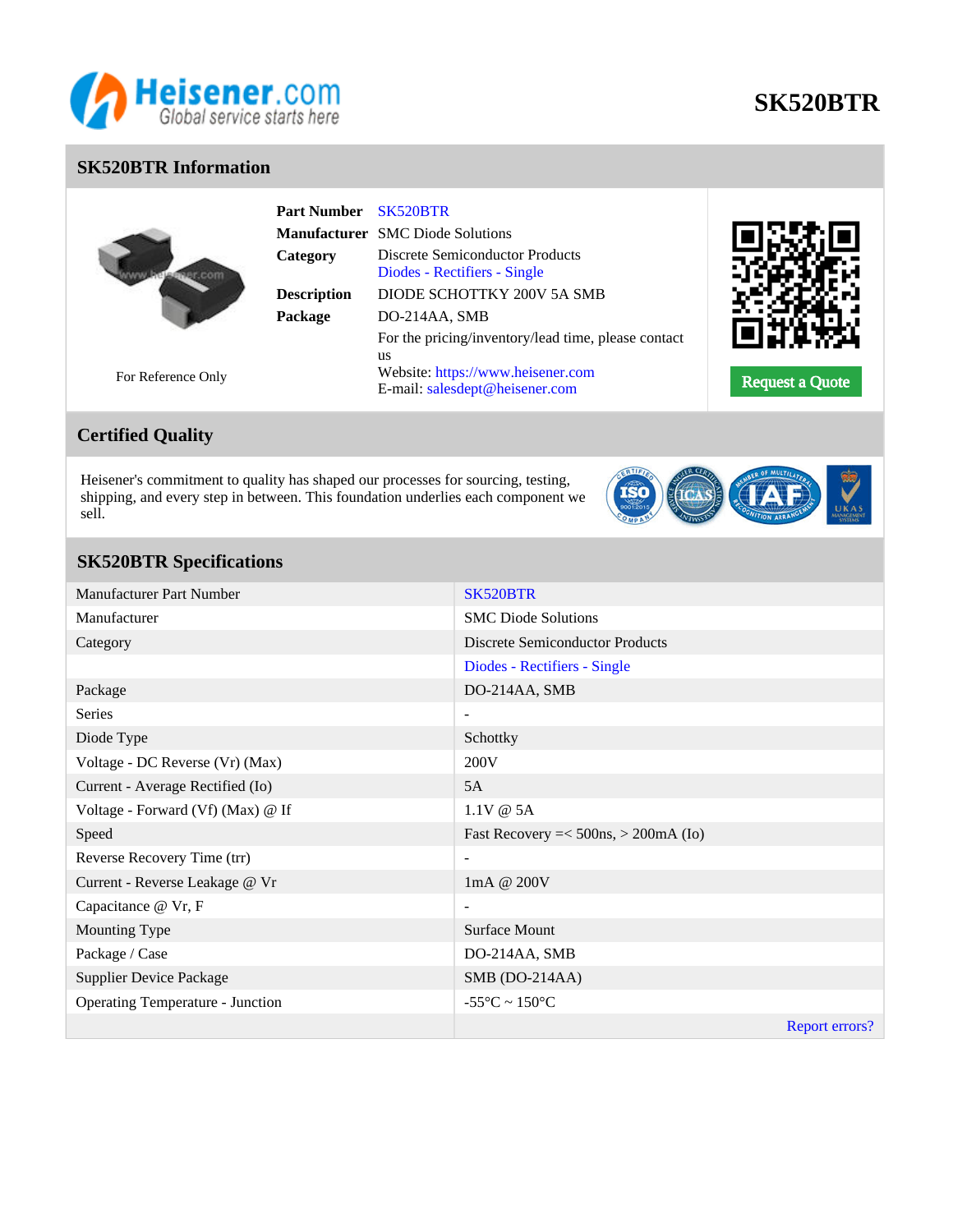# SK520BTR

## SK520BTR Information

For Reference Only

| | |
|---|---|
| **Part Number** | SK520BTR |
| **Manufacturer** | SMC Diode Solutions |
| **Category** | Discrete Semiconductor Products<br>Diodes - Rectifiers - Single |
| **Description** | DIODE SCHOTTKY 200V 5A SMB |
| **Package** | DO-214AA, SMB |
| | For the pricing/inventory/lead time, please contact us<br>Website: https://www.heisener.com<br>E-mail: salesdept@heisener.com |

Request a Quote

## Certified Quality

Heisener's commitment to quality has shaped our processes for sourcing, testing, shipping, and every step in between. This foundation underlies each component we sell.

## SK520BTR Specifications

| | |
|---|---|
| Manufacturer Part Number | SK520BTR |
| Manufacturer | SMC Diode Solutions |
| Category | Discrete Semiconductor Products |
| | Diodes - Rectifiers - Single |
| Package | DO-214AA, SMB |
| Series | - |
| Diode Type | Schottky |
| Voltage - DC Reverse (Vr) (Max) | 200V |
| Current - Average Rectified (Io) | 5A |
| Voltage - Forward (Vf) (Max) @ If | 1.1V @ 5A |
| Speed | Fast Recovery =< 500ns, > 200mA (Io) |
| Reverse Recovery Time (trr) | - |
| Current - Reverse Leakage @ Vr | 1mA @ 200V |
| Capacitance @ Vr, F | - |
| Mounting Type | Surface Mount |
| Package / Case | DO-214AA, SMB |
| Supplier Device Package | SMB (DO-214AA) |
| Operating Temperature - Junction | -55°C ~ 150°C |
| | Report errors? |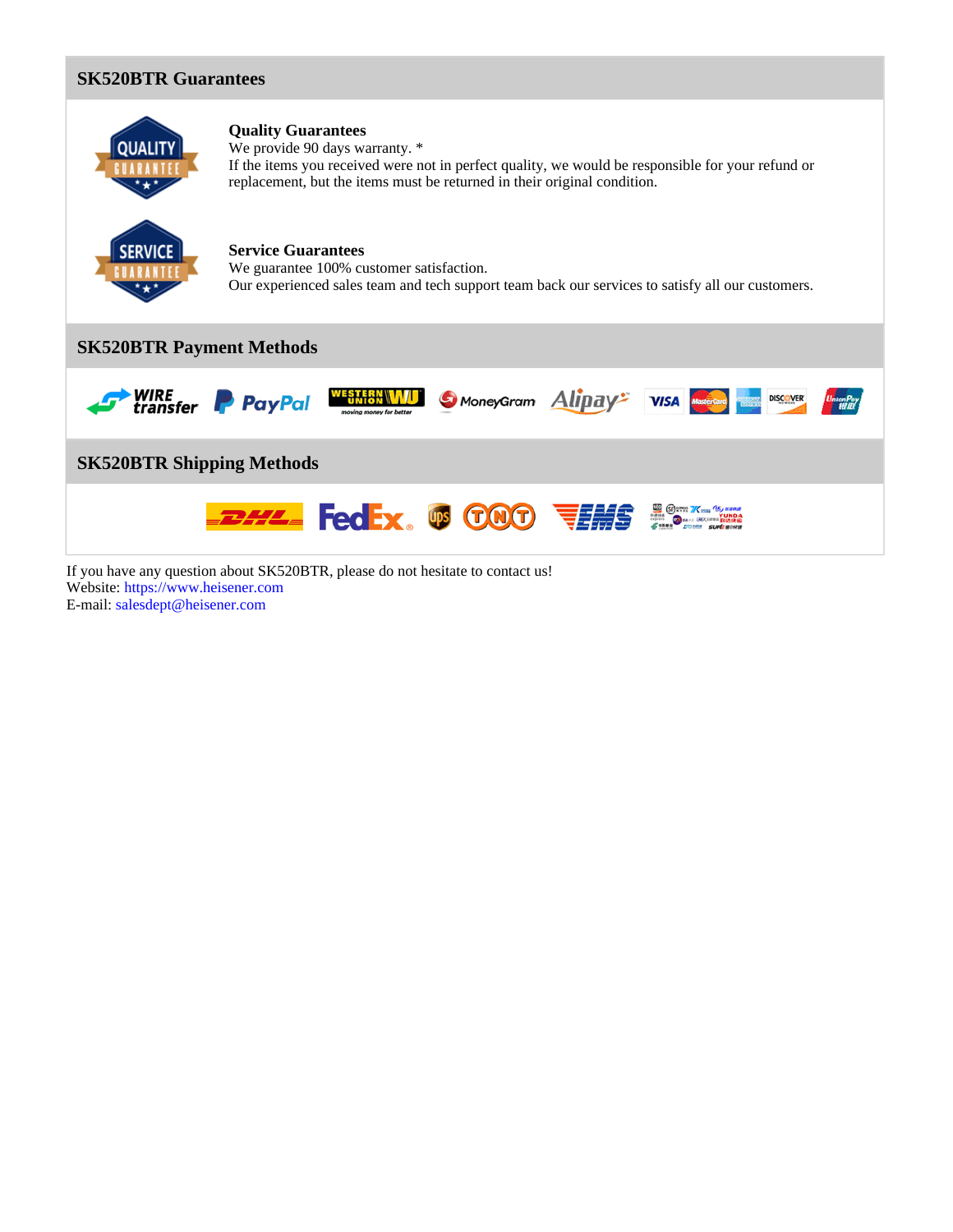## SK520BTR Guarantees

**Quality Guarantees**
We provide 90 days warranty. *
If the items you received were not in perfect quality, we would be responsible for your refund or replacement, but the items must be returned in their original condition.

**Service Guarantees**
We guarantee 100% customer satisfaction.
Our experienced sales team and tech support team back our services to satisfy all our customers.

## SK520BTR Payment Methods

## SK520BTR Shipping Methods

If you have any question about SK520BTR, please do not hesitate to contact us!
Website: https://www.heisener.com
E-mail: salesdept@heisener.com